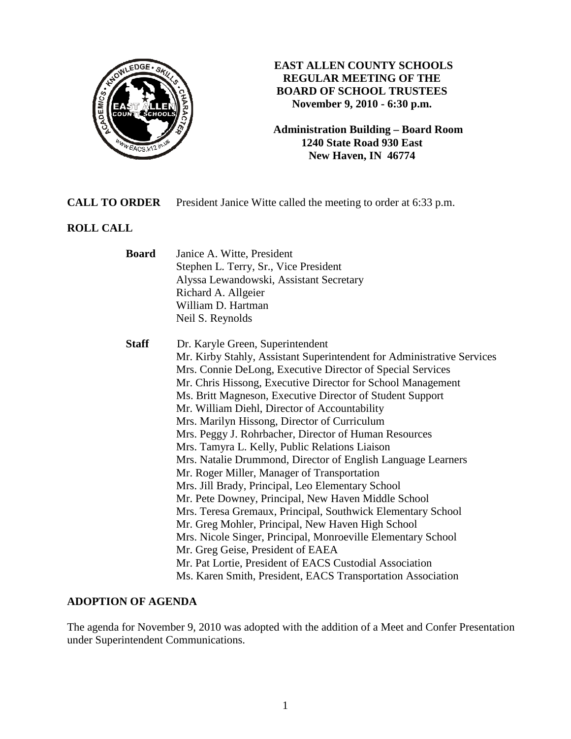# EAST ALLEN COUNTY SCHOOLS REGULAR MEETING OF THE BOARD OF SCHOOL TRUSTEES

**November 9, 2010 - 6:30 p.m.**

**Administration Building – Board Room**
**1240 State Road 930 East**
**New Haven, IN 46774**

**CALL TO ORDER** President Janice Witte called the meeting to order at 6:33 p.m.

**ROLL CALL**

**Board**

Janice A. Witte, President
Stephen L. Terry, Sr., Vice President
Alyssa Lewandowski, Assistant Secretary
Richard A. Allgeier
William D. Hartman
Neil S. Reynolds

**Staff**

Dr. Karyle Green, Superintendent
Mr. Kirby Stahly, Assistant Superintendent for Administrative Services
Mrs. Connie DeLong, Executive Director of Special Services
Mr. Chris Hissong, Executive Director for School Management
Ms. Britt Magneson, Executive Director of Student Support
Mr. William Diehl, Director of Accountability
Mrs. Marilyn Hissong, Director of Curriculum
Mrs. Peggy J. Rohrbacher, Director of Human Resources
Mrs. Tamyra L. Kelly, Public Relations Liaison
Mrs. Natalie Drummond, Director of English Language Learners
Mr. Roger Miller, Manager of Transportation
Mrs. Jill Brady, Principal, Leo Elementary School
Mr. Pete Downey, Principal, New Haven Middle School
Mrs. Teresa Gremaux, Principal, Southwick Elementary School
Mr. Greg Mohler, Principal, New Haven High School
Mrs. Nicole Singer, Principal, Monroeville Elementary School
Mr. Greg Geise, President of EAEA
Mr. Pat Lortie, President of EACS Custodial Association
Ms. Karen Smith, President, EACS Transportation Association

**ADOPTION OF AGENDA**

The agenda for November 9, 2010 was adopted with the addition of a Meet and Confer Presentation under Superintendent Communications.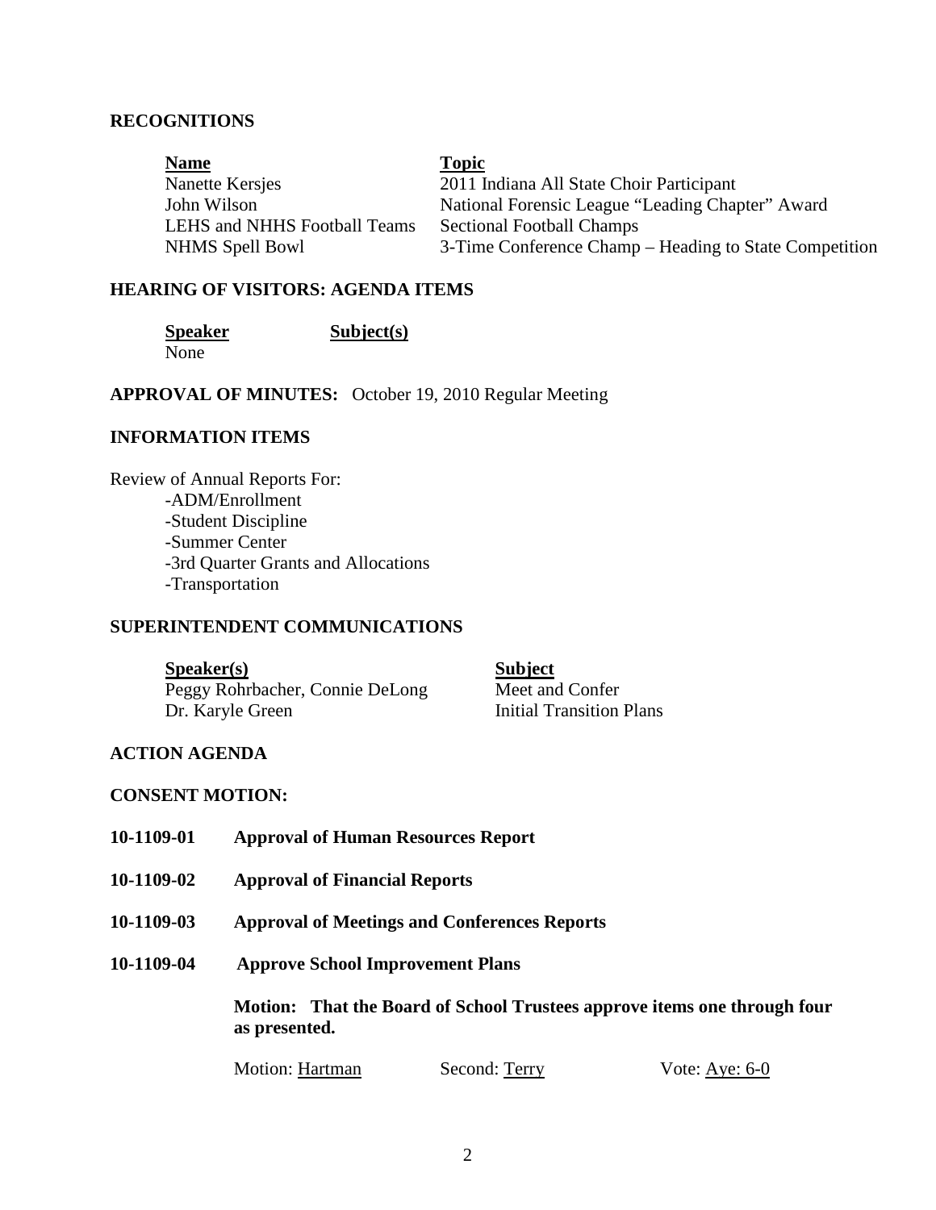## RECOGNITIONS

| Name | Topic |
|---|---|
| Nanette Kersjes | 2011 Indiana All State Choir Participant |
| John Wilson | National Forensic League "Leading Chapter" Award |
| LEHS and NHHS Football Teams | Sectional Football Champs |
| NHMS Spell Bowl | 3-Time Conference Champ – Heading to State Competition |

## HEARING OF VISITORS: AGENDA ITEMS

| Speaker | Subject(s) |
|---|---|
| None | |

**APPROVAL OF MINUTES:** October 19, 2010 Regular Meeting

## INFORMATION ITEMS

Review of Annual Reports For:

- -ADM/Enrollment
- -Student Discipline
- -Summer Center
- -3rd Quarter Grants and Allocations
- -Transportation

## SUPERINTENDENT COMMUNICATIONS

| Speaker(s) | Subject |
|---|---|
| Peggy Rohrbacher, Connie DeLong | Meet and Confer |
| Dr. Karyle Green | Initial Transition Plans |

## ACTION AGENDA

## CONSENT MOTION:

**10-1109-01 Approval of Human Resources Report**

**10-1109-02 Approval of Financial Reports**

**10-1109-03 Approval of Meetings and Conferences Reports**

**10-1109-04 Approve School Improvement Plans**

**Motion: That the Board of School Trustees approve items one through four as presented.**

Motion: Hartman Second: Terry Vote: Aye: 6-0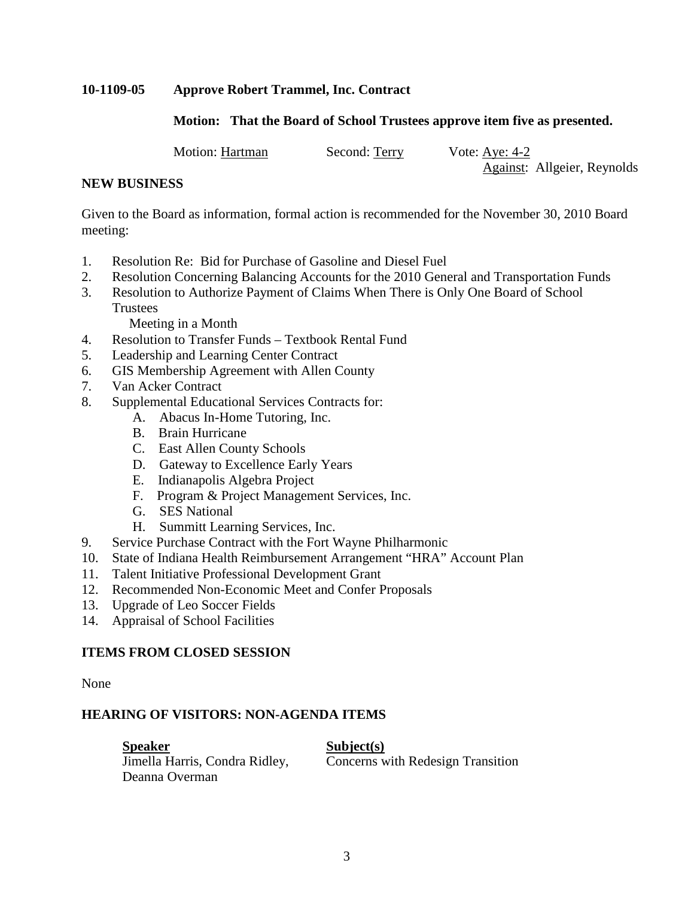**10-1109-05 Approve Robert Trammel, Inc. Contract**

**Motion: That the Board of School Trustees approve item five as presented.**

Motion: Hartman Second: Terry Vote: Aye: 4-2
Against: Allgeier, Reynolds

## NEW BUSINESS

Given to the Board as information, formal action is recommended for the November 30, 2010 Board meeting:

1. Resolution Re: Bid for Purchase of Gasoline and Diesel Fuel
2. Resolution Concerning Balancing Accounts for the 2010 General and Transportation Funds
3. Resolution to Authorize Payment of Claims When There is Only One Board of School Trustees Meeting in a Month
4. Resolution to Transfer Funds – Textbook Rental Fund
5. Leadership and Learning Center Contract
6. GIS Membership Agreement with Allen County
7. Van Acker Contract
8. Supplemental Educational Services Contracts for:
   - A. Abacus In-Home Tutoring, Inc.
   - B. Brain Hurricane
   - C. East Allen County Schools
   - D. Gateway to Excellence Early Years
   - E. Indianapolis Algebra Project
   - F. Program & Project Management Services, Inc.
   - G. SES National
   - H. Summitt Learning Services, Inc.
9. Service Purchase Contract with the Fort Wayne Philharmonic
10. State of Indiana Health Reimbursement Arrangement "HRA" Account Plan
11. Talent Initiative Professional Development Grant
12. Recommended Non-Economic Meet and Confer Proposals
13. Upgrade of Leo Soccer Fields
14. Appraisal of School Facilities

## ITEMS FROM CLOSED SESSION

None

## HEARING OF VISITORS: NON-AGENDA ITEMS

| Speaker | Subject(s) |
| --- | --- |
| Jimella Harris, Condra Ridley, Deanna Overman | Concerns with Redesign Transition |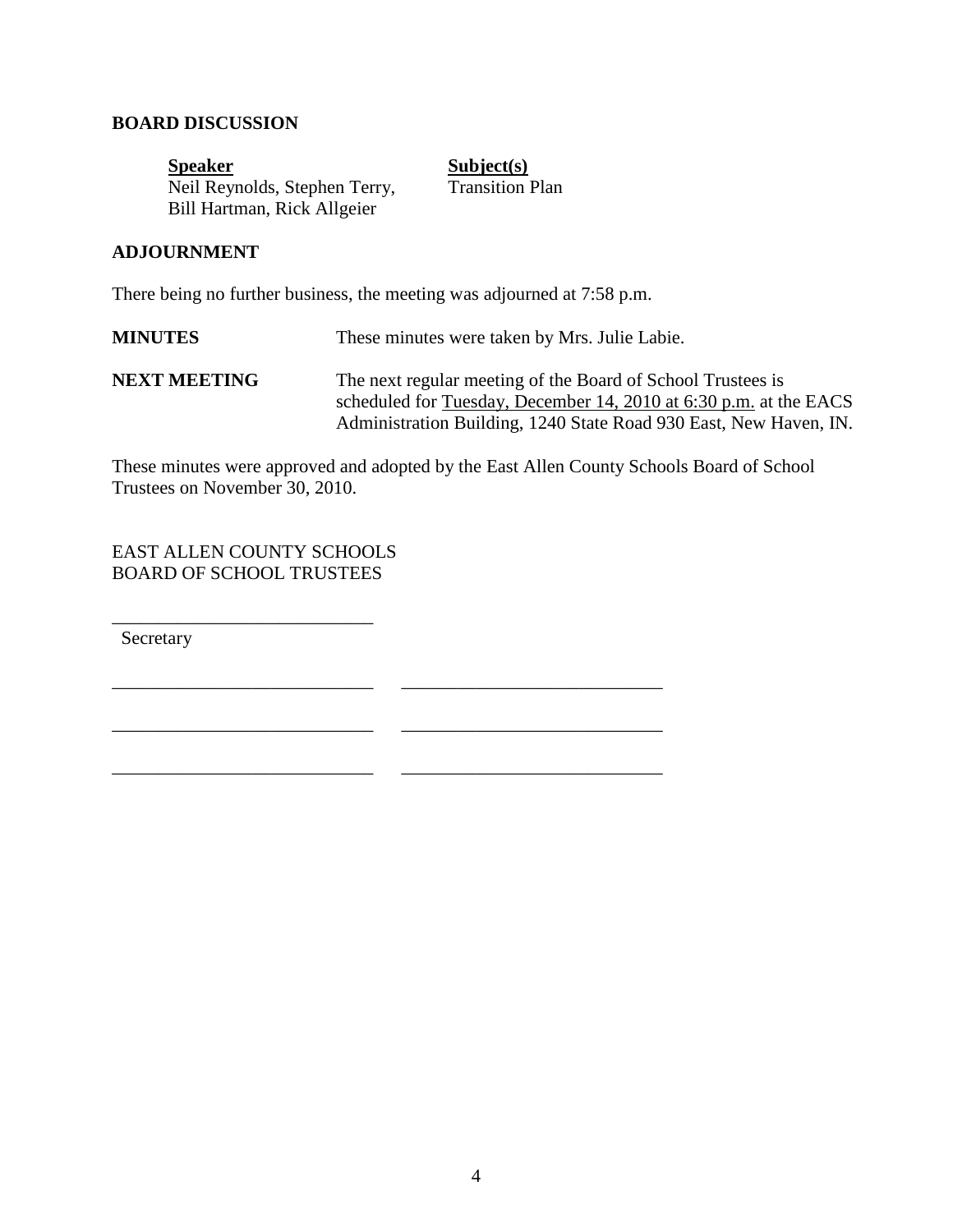**BOARD DISCUSSION**

| Speaker | Subject(s) |
|---|---|
| Neil Reynolds, Stephen Terry, Bill Hartman, Rick Allgeier | Transition Plan |

**ADJOURNMENT**

There being no further business, the meeting was adjourned at 7:58 p.m.

**MINUTES** These minutes were taken by Mrs. Julie Labie.

**NEXT MEETING** The next regular meeting of the Board of School Trustees is scheduled for Tuesday, December 14, 2010 at 6:30 p.m. at the EACS Administration Building, 1240 State Road 930 East, New Haven, IN.

These minutes were approved and adopted by the East Allen County Schools Board of School Trustees on November 30, 2010.

EAST ALLEN COUNTY SCHOOLS
BOARD OF SCHOOL TRUSTEES

\_\_\_\_\_\_\_\_\_\_\_\_\_\_\_\_\_\_\_\_\_\_\_\_\_\_\_\_\_
Secretary

\_\_\_\_\_\_\_\_\_\_\_\_\_\_\_\_\_\_\_\_\_\_\_\_\_\_\_\_\_ \_\_\_\_\_\_\_\_\_\_\_\_\_\_\_\_\_\_\_\_\_\_\_\_\_\_\_\_\_

\_\_\_\_\_\_\_\_\_\_\_\_\_\_\_\_\_\_\_\_\_\_\_\_\_\_\_\_\_ \_\_\_\_\_\_\_\_\_\_\_\_\_\_\_\_\_\_\_\_\_\_\_\_\_\_\_\_\_

\_\_\_\_\_\_\_\_\_\_\_\_\_\_\_\_\_\_\_\_\_\_\_\_\_\_\_\_\_ \_\_\_\_\_\_\_\_\_\_\_\_\_\_\_\_\_\_\_\_\_\_\_\_\_\_\_\_\_